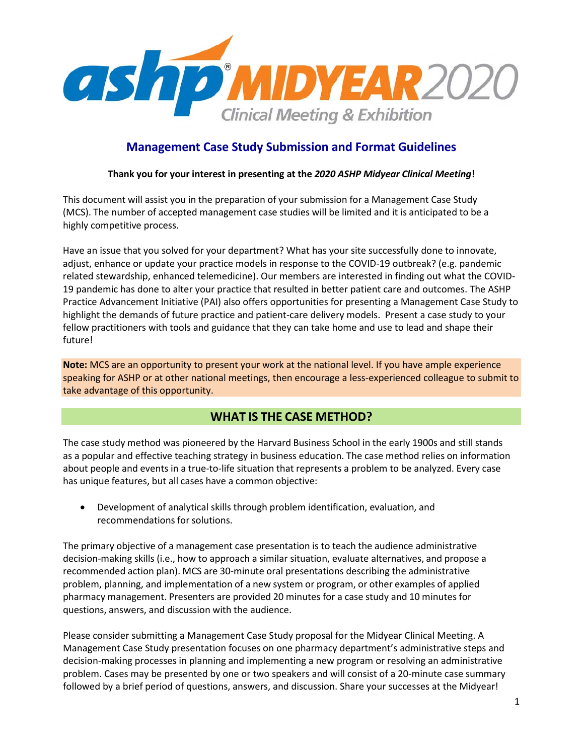ashp® MIDYEAR 2020
Clinical Meeting & Exhibition

## Management Case Study Submission and Format Guidelines

**Thank you for your interest in presenting at the *2020 ASHP Midyear Clinical Meeting*!**

This document will assist you in the preparation of your submission for a Management Case Study (MCS). The number of accepted management case studies will be limited and it is anticipated to be a highly competitive process.

Have an issue that you solved for your department? What has your site successfully done to innovate, adjust, enhance or update your practice models in response to the COVID-19 outbreak? (e.g. pandemic related stewardship, enhanced telemedicine). Our members are interested in finding out what the COVID-19 pandemic has done to alter your practice that resulted in better patient care and outcomes. The ASHP Practice Advancement Initiative (PAI) also offers opportunities for presenting a Management Case Study to highlight the demands of future practice and patient-care delivery models. Present a case study to your fellow practitioners with tools and guidance that they can take home and use to lead and shape their future!

**Note:** MCS are an opportunity to present your work at the national level. If you have ample experience speaking for ASHP or at other national meetings, then encourage a less-experienced colleague to submit to take advantage of this opportunity.

## WHAT IS THE CASE METHOD?

The case study method was pioneered by the Harvard Business School in the early 1900s and still stands as a popular and effective teaching strategy in business education. The case method relies on information about people and events in a true-to-life situation that represents a problem to be analyzed. Every case has unique features, but all cases have a common objective:

- Development of analytical skills through problem identification, evaluation, and recommendations for solutions.

The primary objective of a management case presentation is to teach the audience administrative decision-making skills (i.e., how to approach a similar situation, evaluate alternatives, and propose a recommended action plan). MCS are 30-minute oral presentations describing the administrative problem, planning, and implementation of a new system or program, or other examples of applied pharmacy management. Presenters are provided 20 minutes for a case study and 10 minutes for questions, answers, and discussion with the audience.

Please consider submitting a Management Case Study proposal for the Midyear Clinical Meeting. A Management Case Study presentation focuses on one pharmacy department's administrative steps and decision-making processes in planning and implementing a new program or resolving an administrative problem. Cases may be presented by one or two speakers and will consist of a 20-minute case summary followed by a brief period of questions, answers, and discussion. Share your successes at the Midyear!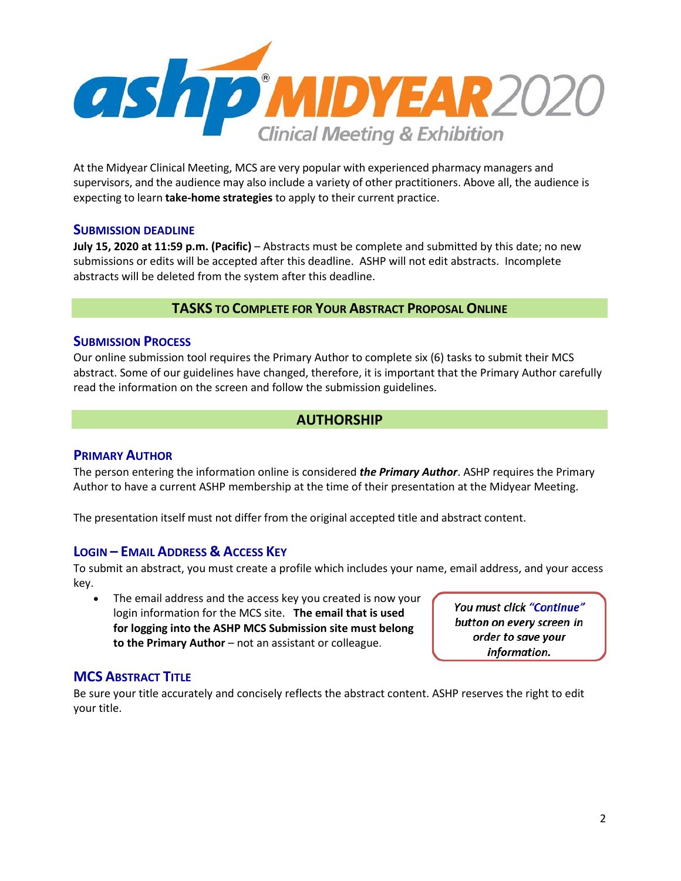# ashp® MIDYEAR 2020 Clinical Meeting & Exhibition

At the Midyear Clinical Meeting, MCS are very popular with experienced pharmacy managers and supervisors, and the audience may also include a variety of other practitioners. Above all, the audience is expecting to learn **take-home strategies** to apply to their current practice.

### Submission deadline

**July 15, 2020 at 11:59 p.m. (Pacific)** – Abstracts must be complete and submitted by this date; no new submissions or edits will be accepted after this deadline. ASHP will not edit abstracts. Incomplete abstracts will be deleted from the system after this deadline.

## TASKS to Complete for Your Abstract Proposal Online

### Submission Process

Our online submission tool requires the Primary Author to complete six (6) tasks to submit their MCS abstract. Some of our guidelines have changed, therefore, it is important that the Primary Author carefully read the information on the screen and follow the submission guidelines.

## AUTHORSHIP

### Primary Author

The person entering the information online is considered ***the Primary Author***. ASHP requires the Primary Author to have a current ASHP membership at the time of their presentation at the Midyear Meeting.

The presentation itself must not differ from the original accepted title and abstract content.

### Login – Email Address & Access Key

To submit an abstract, you must create a profile which includes your name, email address, and your access key.

- The email address and the access key you created is now your login information for the MCS site. **The email that is used for logging into the ASHP MCS Submission site must belong to the Primary Author** – not an assistant or colleague.

> *You must click "Continue" button on every screen in order to save your information.*

### MCS Abstract Title

Be sure your title accurately and concisely reflects the abstract content. ASHP reserves the right to edit your title.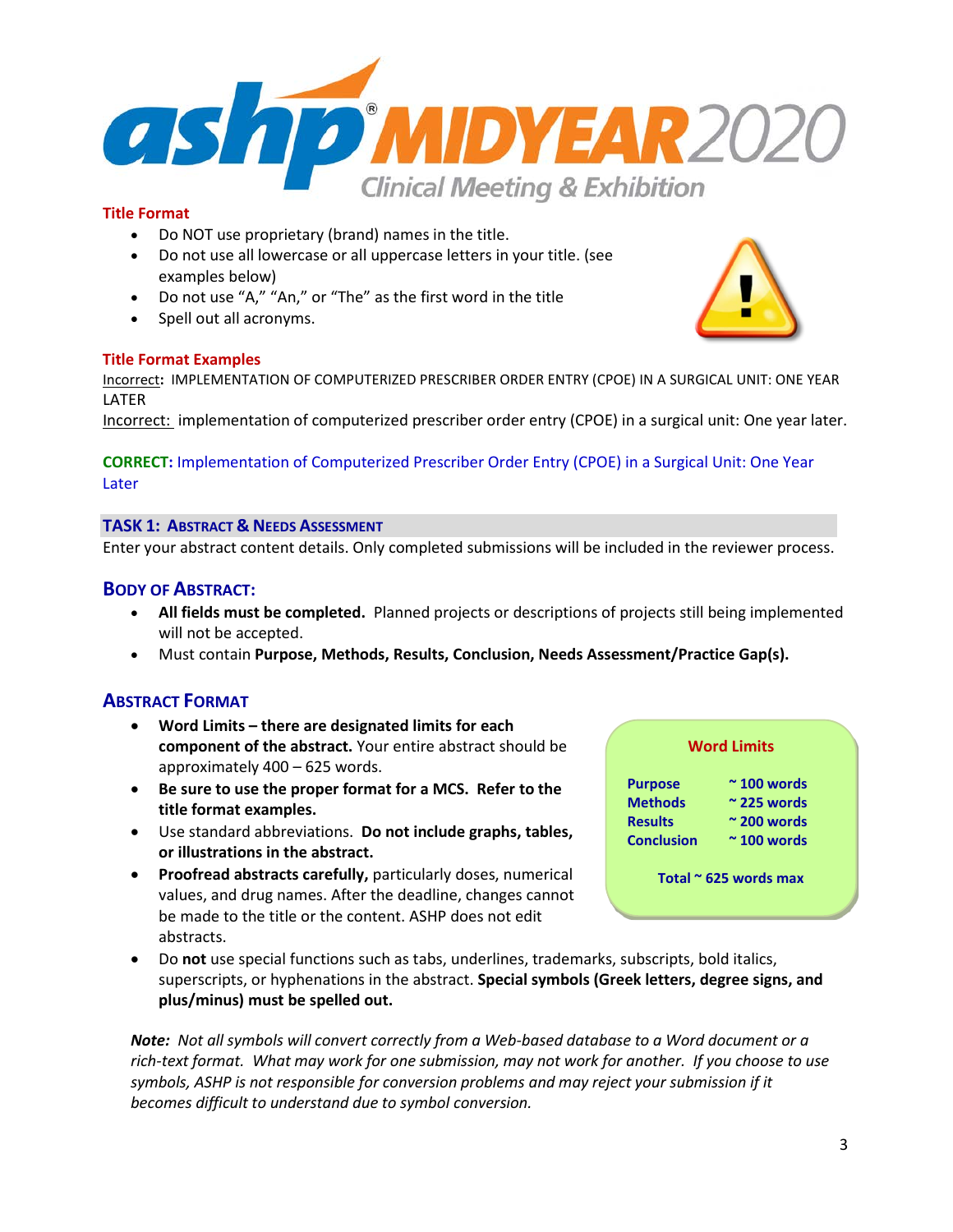**Title Format**

- Do NOT use proprietary (brand) names in the title.
- Do not use all lowercase or all uppercase letters in your title. (see examples below)
- Do not use "A," "An," or "The" as the first word in the title
- Spell out all acronyms.

**Title Format Examples**

Incorrect**:** IMPLEMENTATION OF COMPUTERIZED PRESCRIBER ORDER ENTRY (CPOE) IN A SURGICAL UNIT: ONE YEAR LATER

Incorrect: implementation of computerized prescriber order entry (CPOE) in a surgical unit: One year later.

**CORRECT:** Implementation of Computerized Prescriber Order Entry (CPOE) in a Surgical Unit: One Year Later

## TASK 1: Abstract & Needs Assessment

Enter your abstract content details. Only completed submissions will be included in the reviewer process.

### Body of Abstract:

- **All fields must be completed.** Planned projects or descriptions of projects still being implemented will not be accepted.
- Must contain **Purpose, Methods, Results, Conclusion, Needs Assessment/Practice Gap(s).**

### Abstract Format

- **Word Limits – there are designated limits for each component of the abstract.** Your entire abstract should be approximately 400 – 625 words.
- **Be sure to use the proper format for a MCS. Refer to the title format examples.**
- Use standard abbreviations. **Do not include graphs, tables, or illustrations in the abstract.**
- **Proofread abstracts carefully,** particularly doses, numerical values, and drug names. After the deadline, changes cannot be made to the title or the content. ASHP does not edit abstracts.
- Do **not** use special functions such as tabs, underlines, trademarks, subscripts, bold italics, superscripts, or hyphenations in the abstract. **Special symbols (Greek letters, degree signs, and plus/minus) must be spelled out.**

**Word Limits**

| | |
|---|---|
| Purpose | ~ 100 words |
| Methods | ~ 225 words |
| Results | ~ 200 words |
| Conclusion | ~ 100 words |

**Total ~ 625 words max**

***Note:*** *Not all symbols will convert correctly from a Web-based database to a Word document or a rich-text format. What may work for one submission, may not work for another. If you choose to use symbols, ASHP is not responsible for conversion problems and may reject your submission if it becomes difficult to understand due to symbol conversion.*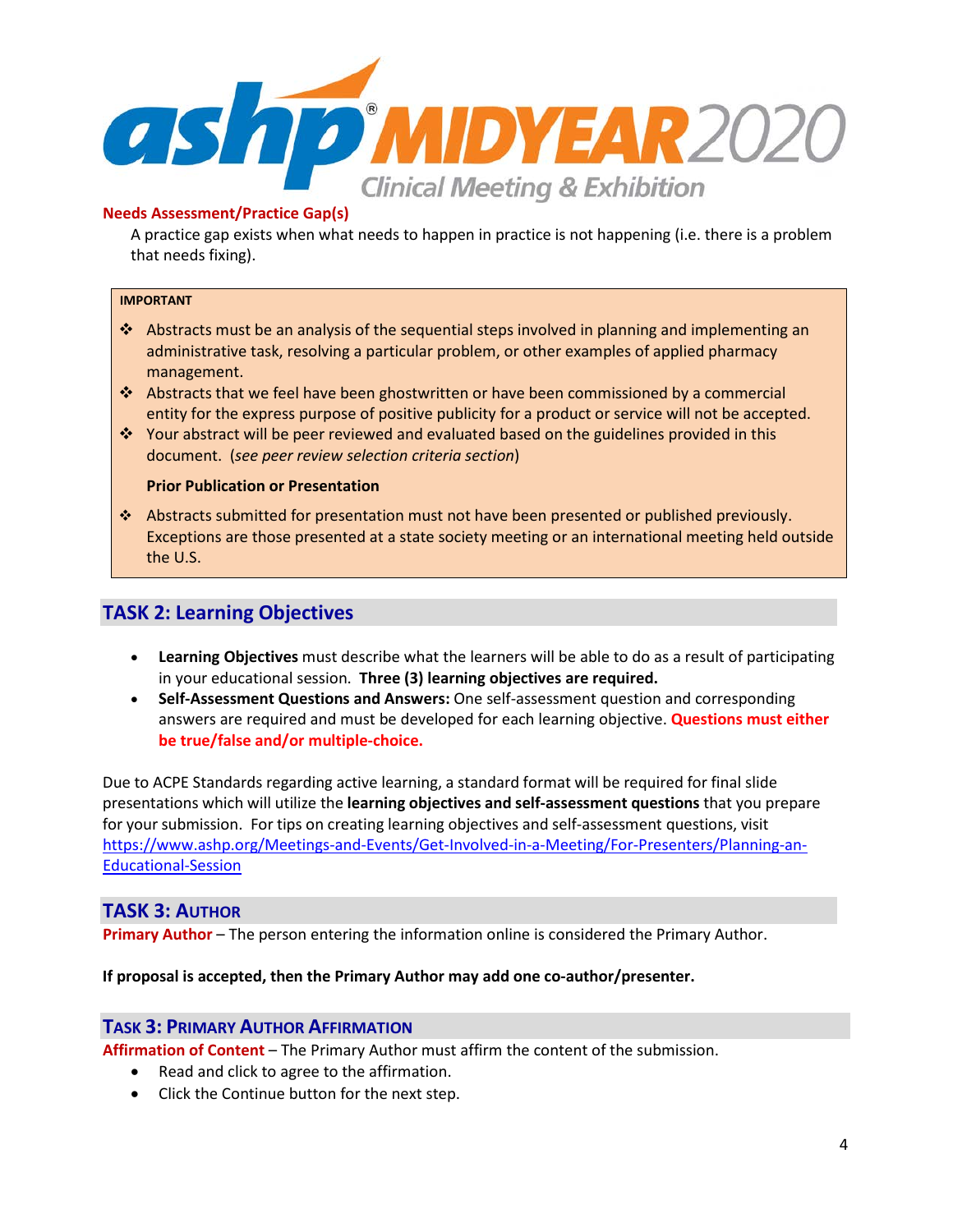**Needs Assessment/Practice Gap(s)**

A practice gap exists when what needs to happen in practice is not happening (i.e. there is a problem that needs fixing).

> **IMPORTANT**
>
> - Abstracts must be an analysis of the sequential steps involved in planning and implementing an administrative task, resolving a particular problem, or other examples of applied pharmacy management.
> - Abstracts that we feel have been ghostwritten or have been commissioned by a commercial entity for the express purpose of positive publicity for a product or service will not be accepted.
> - Your abstract will be peer reviewed and evaluated based on the guidelines provided in this document. (*see peer review selection criteria section*)
>
> **Prior Publication or Presentation**
>
> - Abstracts submitted for presentation must not have been presented or published previously. Exceptions are those presented at a state society meeting or an international meeting held outside the U.S.

## TASK 2: Learning Objectives

- **Learning Objectives** must describe what the learners will be able to do as a result of participating in your educational session. **Three (3) learning objectives are required.**
- **Self-Assessment Questions and Answers:** One self-assessment question and corresponding answers are required and must be developed for each learning objective. **Questions must either be true/false and/or multiple-choice.**

Due to ACPE Standards regarding active learning, a standard format will be required for final slide presentations which will utilize the **learning objectives and self-assessment questions** that you prepare for your submission. For tips on creating learning objectives and self-assessment questions, visit https://www.ashp.org/Meetings-and-Events/Get-Involved-in-a-Meeting/For-Presenters/Planning-an-Educational-Session

## TASK 3: Author

**Primary Author** – The person entering the information online is considered the Primary Author.

**If proposal is accepted, then the Primary Author may add one co-author/presenter.**

## Task 3: Primary Author Affirmation

**Affirmation of Content** – The Primary Author must affirm the content of the submission.

- Read and click to agree to the affirmation.
- Click the Continue button for the next step.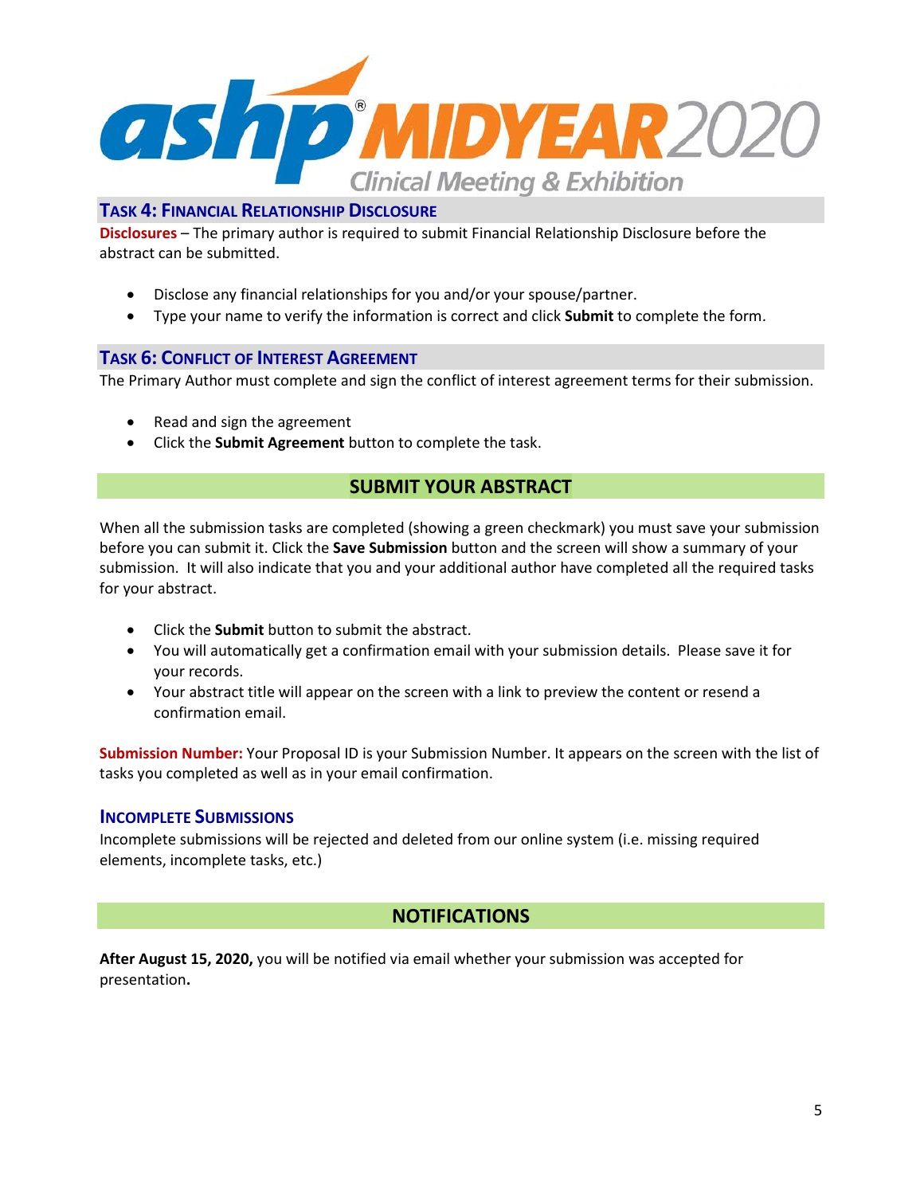## Task 4: Financial Relationship Disclosure

**Disclosures** – The primary author is required to submit Financial Relationship Disclosure before the abstract can be submitted.

- Disclose any financial relationships for you and/or your spouse/partner.
- Type your name to verify the information is correct and click **Submit** to complete the form.

## Task 6: Conflict of Interest Agreement

The Primary Author must complete and sign the conflict of interest agreement terms for their submission.

- Read and sign the agreement
- Click the **Submit Agreement** button to complete the task.

# SUBMIT YOUR ABSTRACT

When all the submission tasks are completed (showing a green checkmark) you must save your submission before you can submit it. Click the **Save Submission** button and the screen will show a summary of your submission. It will also indicate that you and your additional author have completed all the required tasks for your abstract.

- Click the **Submit** button to submit the abstract.
- You will automatically get a confirmation email with your submission details. Please save it for your records.
- Your abstract title will appear on the screen with a link to preview the content or resend a confirmation email.

**Submission Number:** Your Proposal ID is your Submission Number. It appears on the screen with the list of tasks you completed as well as in your email confirmation.

## Incomplete Submissions

Incomplete submissions will be rejected and deleted from our online system (i.e. missing required elements, incomplete tasks, etc.)

# NOTIFICATIONS

**After August 15, 2020,** you will be notified via email whether your submission was accepted for presentation**.**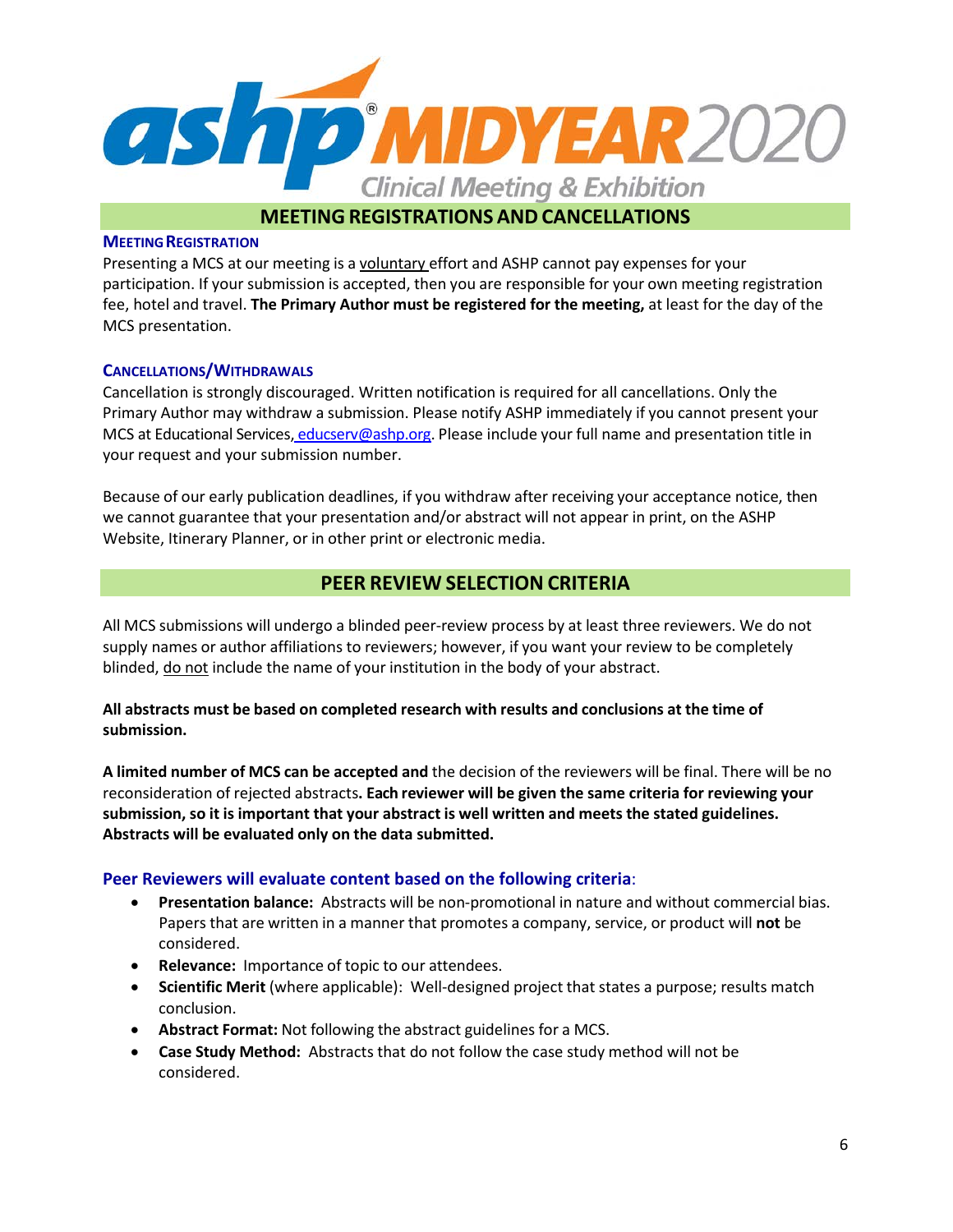# MEETING REGISTRATIONS AND CANCELLATIONS

### MEETING REGISTRATION

Presenting a MCS at our meeting is a voluntary effort and ASHP cannot pay expenses for your participation. If your submission is accepted, then you are responsible for your own meeting registration fee, hotel and travel. **The Primary Author must be registered for the meeting,** at least for the day of the MCS presentation.

### CANCELLATIONS/WITHDRAWALS

Cancellation is strongly discouraged. Written notification is required for all cancellations. Only the Primary Author may withdraw a submission. Please notify ASHP immediately if you cannot present your MCS at Educational Services, educserv@ashp.org. Please include your full name and presentation title in your request and your submission number.

Because of our early publication deadlines, if you withdraw after receiving your acceptance notice, then we cannot guarantee that your presentation and/or abstract will not appear in print, on the ASHP Website, Itinerary Planner, or in other print or electronic media.

# PEER REVIEW SELECTION CRITERIA

All MCS submissions will undergo a blinded peer-review process by at least three reviewers. We do not supply names or author affiliations to reviewers; however, if you want your review to be completely blinded, do not include the name of your institution in the body of your abstract.

**All abstracts must be based on completed research with results and conclusions at the time of submission.**

**A limited number of MCS can be accepted and** the decision of the reviewers will be final. There will be no reconsideration of rejected abstracts**. Each reviewer will be given the same criteria for reviewing your submission, so it is important that your abstract is well written and meets the stated guidelines. Abstracts will be evaluated only on the data submitted.**

### Peer Reviewers will evaluate content based on the following criteria:

- **Presentation balance:** Abstracts will be non-promotional in nature and without commercial bias. Papers that are written in a manner that promotes a company, service, or product will **not** be considered.
- **Relevance:** Importance of topic to our attendees.
- **Scientific Merit** (where applicable): Well-designed project that states a purpose; results match conclusion.
- **Abstract Format:** Not following the abstract guidelines for a MCS.
- **Case Study Method:** Abstracts that do not follow the case study method will not be considered.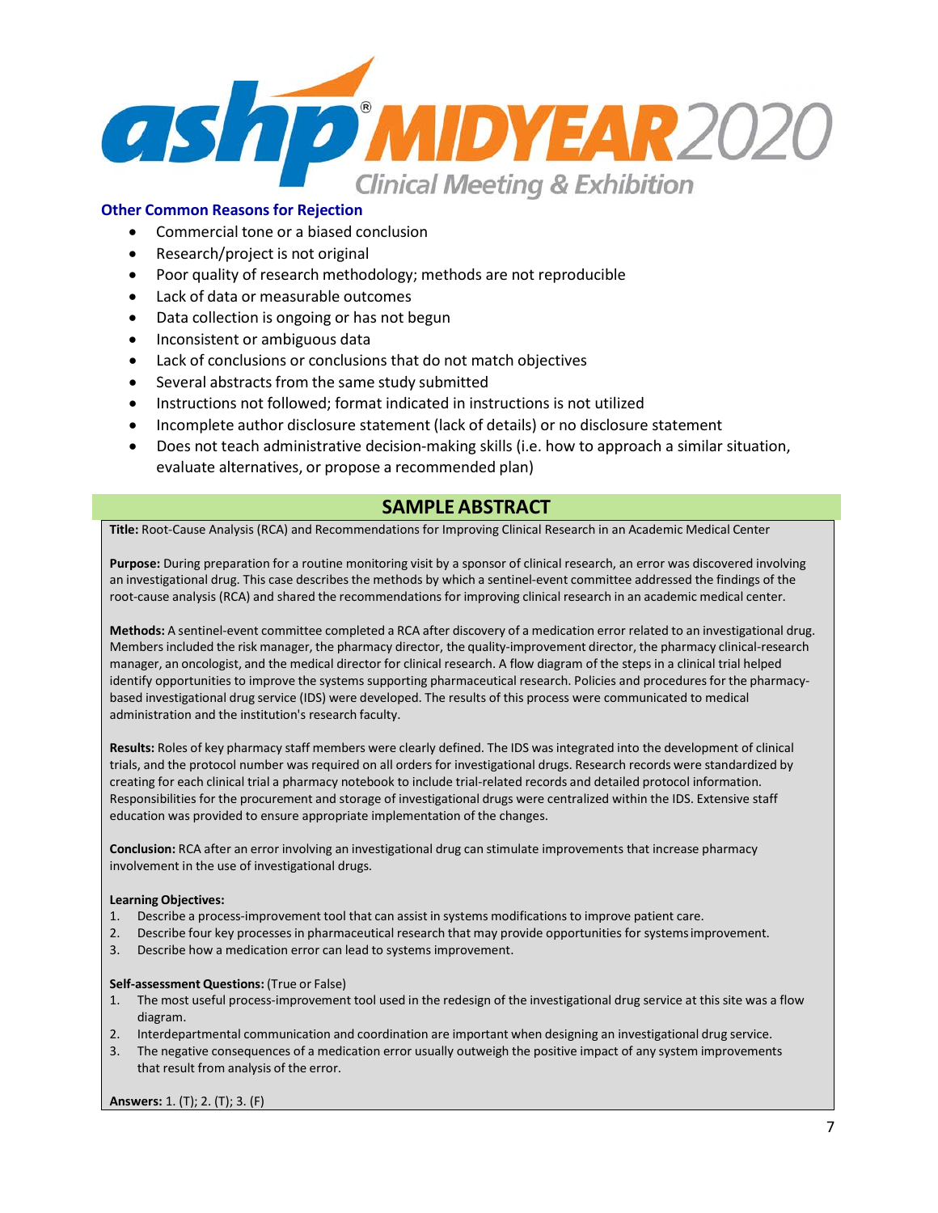### Other Common Reasons for Rejection

- Commercial tone or a biased conclusion
- Research/project is not original
- Poor quality of research methodology; methods are not reproducible
- Lack of data or measurable outcomes
- Data collection is ongoing or has not begun
- Inconsistent or ambiguous data
- Lack of conclusions or conclusions that do not match objectives
- Several abstracts from the same study submitted
- Instructions not followed; format indicated in instructions is not utilized
- Incomplete author disclosure statement (lack of details) or no disclosure statement
- Does not teach administrative decision-making skills (i.e. how to approach a similar situation, evaluate alternatives, or propose a recommended plan)

## SAMPLE ABSTRACT

**Title:** Root-Cause Analysis (RCA) and Recommendations for Improving Clinical Research in an Academic Medical Center

**Purpose:** During preparation for a routine monitoring visit by a sponsor of clinical research, an error was discovered involving an investigational drug. This case describes the methods by which a sentinel-event committee addressed the findings of the root-cause analysis (RCA) and shared the recommendations for improving clinical research in an academic medical center.

**Methods:** A sentinel-event committee completed a RCA after discovery of a medication error related to an investigational drug. Members included the risk manager, the pharmacy director, the quality-improvement director, the pharmacy clinical-research manager, an oncologist, and the medical director for clinical research. A flow diagram of the steps in a clinical trial helped identify opportunities to improve the systems supporting pharmaceutical research. Policies and procedures for the pharmacy-based investigational drug service (IDS) were developed. The results of this process were communicated to medical administration and the institution's research faculty.

**Results:** Roles of key pharmacy staff members were clearly defined. The IDS was integrated into the development of clinical trials, and the protocol number was required on all orders for investigational drugs. Research records were standardized by creating for each clinical trial a pharmacy notebook to include trial-related records and detailed protocol information. Responsibilities for the procurement and storage of investigational drugs were centralized within the IDS. Extensive staff education was provided to ensure appropriate implementation of the changes.

**Conclusion:** RCA after an error involving an investigational drug can stimulate improvements that increase pharmacy involvement in the use of investigational drugs.

**Learning Objectives:**

1. Describe a process-improvement tool that can assist in systems modifications to improve patient care.
2. Describe four key processes in pharmaceutical research that may provide opportunities for systems improvement.
3. Describe how a medication error can lead to systems improvement.

**Self-assessment Questions:** (True or False)

1. The most useful process-improvement tool used in the redesign of the investigational drug service at this site was a flow diagram.
2. Interdepartmental communication and coordination are important when designing an investigational drug service.
3. The negative consequences of a medication error usually outweigh the positive impact of any system improvements that result from analysis of the error.

**Answers:** 1. (T); 2. (T); 3. (F)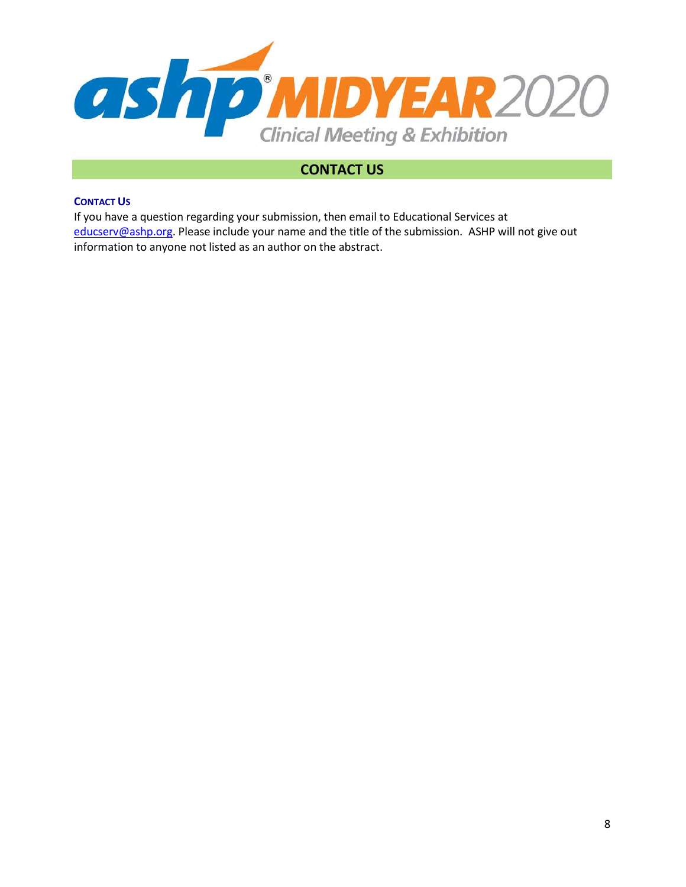## CONTACT US

### CONTACT US

If you have a question regarding your submission, then email to Educational Services at educserv@ashp.org. Please include your name and the title of the submission. ASHP will not give out information to anyone not listed as an author on the abstract.